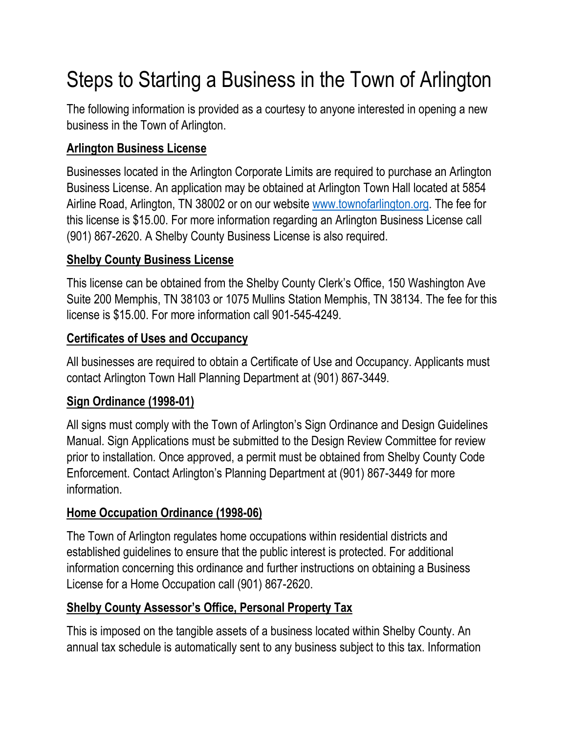# Steps to Starting a Business in the Town of Arlington

The following information is provided as a courtesy to anyone interested in opening a new business in the Town of Arlington.

## Arlington Business License

Businesses located in the Arlington Corporate Limits are required to purchase an Arlington Business License. An application may be obtained at Arlington Town Hall located at 5854 Airline Road, Arlington, TN 38002 or on our website [www.townofarlington.org](http://www.townofarlington.org). The fee for this license is $15.00. For more information regarding an Arlington Business License call (901) 867-2620. A Shelby County Business License is also required.

## Shelby County Business License

This license can be obtained from the Shelby County Clerk's Office, 150 Washington Ave Suite 200 Memphis, TN 38103 or 1075 Mullins Station Memphis, TN 38134. The fee for this license is $15.00. For more information call 901-545-4249.

## Certificates of Uses and Occupancy

All businesses are required to obtain a Certificate of Use and Occupancy. Applicants must contact Arlington Town Hall Planning Department at (901) 867-3449.

## Sign Ordinance (1998-01)

All signs must comply with the Town of Arlington's Sign Ordinance and Design Guidelines Manual. Sign Applications must be submitted to the Design Review Committee for review prior to installation. Once approved, a permit must be obtained from Shelby County Code Enforcement. Contact Arlington's Planning Department at (901) 867-3449 for more information.

## Home Occupation Ordinance (1998-06)

The Town of Arlington regulates home occupations within residential districts and established guidelines to ensure that the public interest is protected. For additional information concerning this ordinance and further instructions on obtaining a Business License for a Home Occupation call (901) 867-2620.

## Shelby County Assessor's Office, Personal Property Tax

This is imposed on the tangible assets of a business located within Shelby County. An annual tax schedule is automatically sent to any business subject to this tax. Information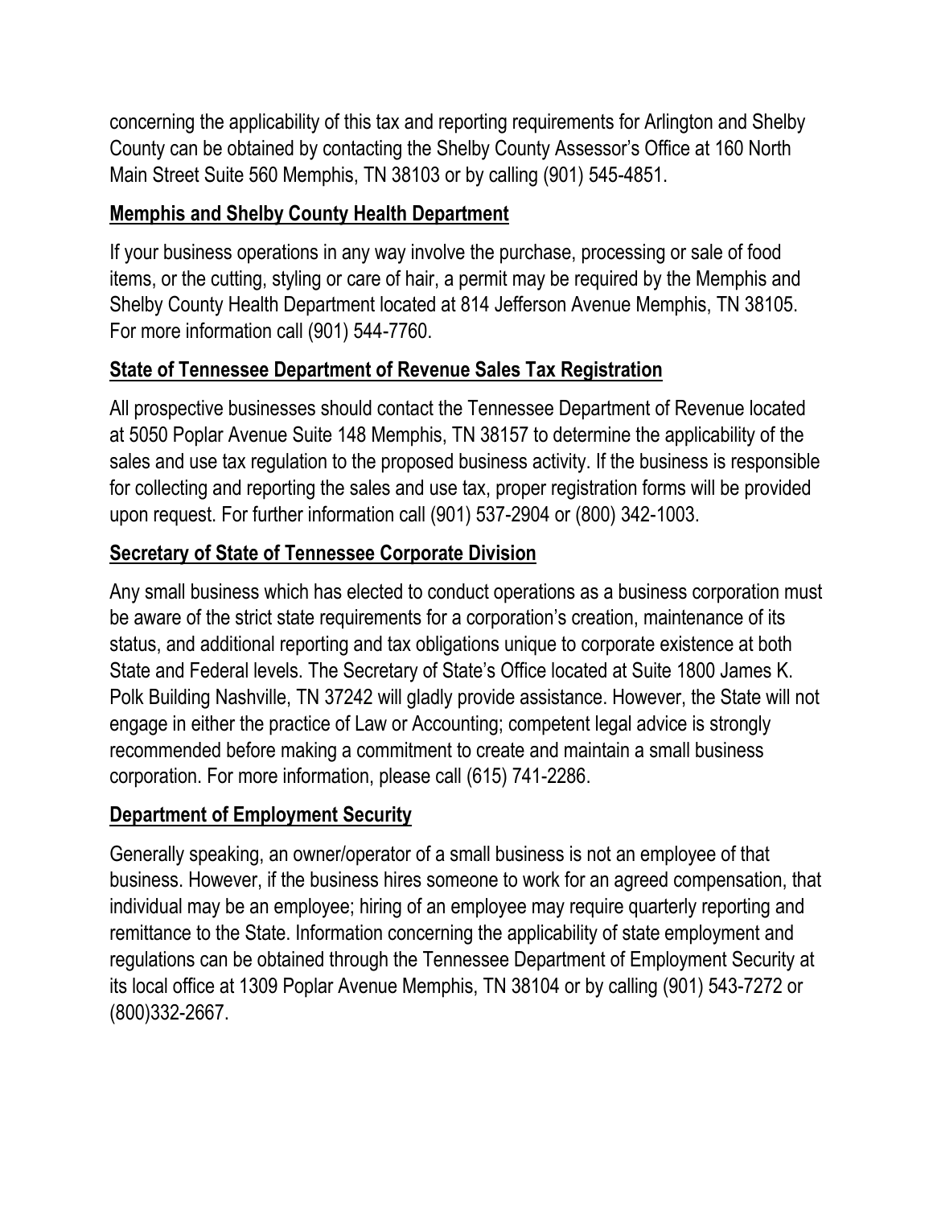concerning the applicability of this tax and reporting requirements for Arlington and Shelby County can be obtained by contacting the Shelby County Assessor's Office at 160 North Main Street Suite 560 Memphis, TN 38103 or by calling (901) 545-4851.

## Memphis and Shelby County Health Department

If your business operations in any way involve the purchase, processing or sale of food items, or the cutting, styling or care of hair, a permit may be required by the Memphis and Shelby County Health Department located at 814 Jefferson Avenue Memphis, TN 38105. For more information call (901) 544-7760.

## State of Tennessee Department of Revenue Sales Tax Registration

All prospective businesses should contact the Tennessee Department of Revenue located at 5050 Poplar Avenue Suite 148 Memphis, TN 38157 to determine the applicability of the sales and use tax regulation to the proposed business activity. If the business is responsible for collecting and reporting the sales and use tax, proper registration forms will be provided upon request. For further information call (901) 537-2904 or (800) 342-1003.

## Secretary of State of Tennessee Corporate Division

Any small business which has elected to conduct operations as a business corporation must be aware of the strict state requirements for a corporation's creation, maintenance of its status, and additional reporting and tax obligations unique to corporate existence at both State and Federal levels. The Secretary of State's Office located at Suite 1800 James K. Polk Building Nashville, TN 37242 will gladly provide assistance. However, the State will not engage in either the practice of Law or Accounting; competent legal advice is strongly recommended before making a commitment to create and maintain a small business corporation. For more information, please call (615) 741-2286.

## Department of Employment Security

Generally speaking, an owner/operator of a small business is not an employee of that business. However, if the business hires someone to work for an agreed compensation, that individual may be an employee; hiring of an employee may require quarterly reporting and remittance to the State. Information concerning the applicability of state employment and regulations can be obtained through the Tennessee Department of Employment Security at its local office at 1309 Poplar Avenue Memphis, TN 38104 or by calling (901) 543-7272 or (800)332-2667.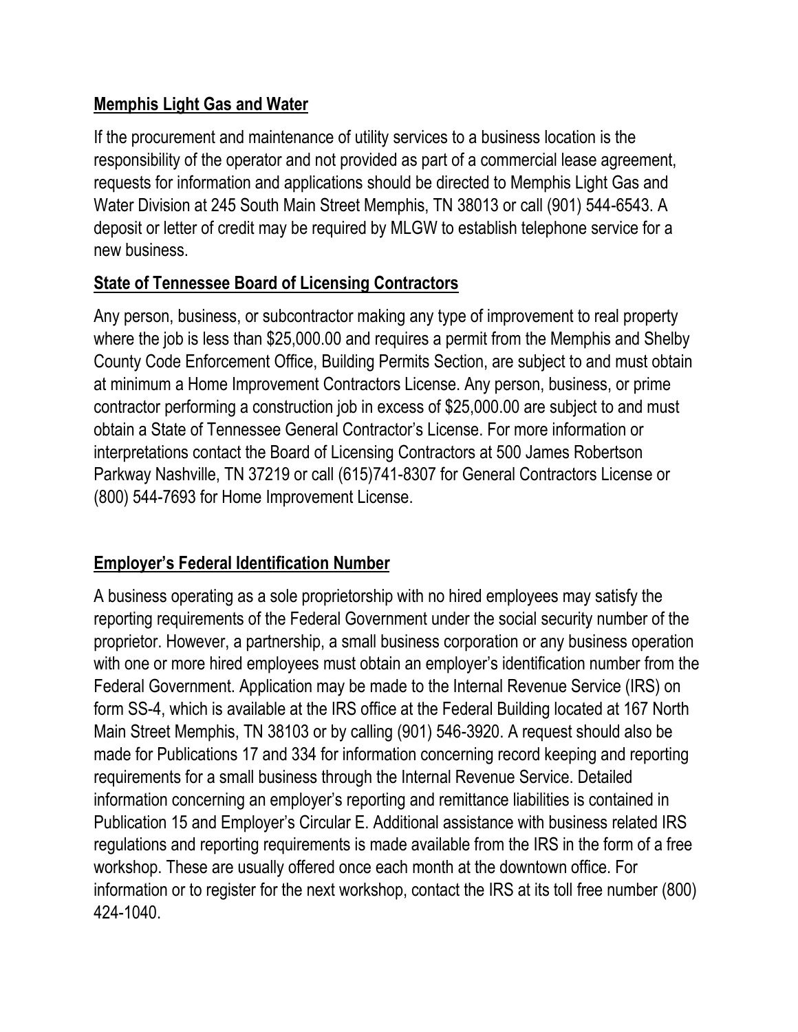**Memphis Light Gas and Water**

If the procurement and maintenance of utility services to a business location is the responsibility of the operator and not provided as part of a commercial lease agreement, requests for information and applications should be directed to Memphis Light Gas and Water Division at 245 South Main Street Memphis, TN 38013 or call (901) 544-6543. A deposit or letter of credit may be required by MLGW to establish telephone service for a new business.

**State of Tennessee Board of Licensing Contractors**

Any person, business, or subcontractor making any type of improvement to real property where the job is less than $25,000.00 and requires a permit from the Memphis and Shelby County Code Enforcement Office, Building Permits Section, are subject to and must obtain at minimum a Home Improvement Contractors License. Any person, business, or prime contractor performing a construction job in excess of $25,000.00 are subject to and must obtain a State of Tennessee General Contractor's License. For more information or interpretations contact the Board of Licensing Contractors at 500 James Robertson Parkway Nashville, TN 37219 or call (615)741-8307 for General Contractors License or (800) 544-7693 for Home Improvement License.

**Employer's Federal Identification Number**

A business operating as a sole proprietorship with no hired employees may satisfy the reporting requirements of the Federal Government under the social security number of the proprietor. However, a partnership, a small business corporation or any business operation with one or more hired employees must obtain an employer's identification number from the Federal Government. Application may be made to the Internal Revenue Service (IRS) on form SS-4, which is available at the IRS office at the Federal Building located at 167 North Main Street Memphis, TN 38103 or by calling (901) 546-3920. A request should also be made for Publications 17 and 334 for information concerning record keeping and reporting requirements for a small business through the Internal Revenue Service. Detailed information concerning an employer's reporting and remittance liabilities is contained in Publication 15 and Employer's Circular E. Additional assistance with business related IRS regulations and reporting requirements is made available from the IRS in the form of a free workshop. These are usually offered once each month at the downtown office. For information or to register for the next workshop, contact the IRS at its toll free number (800) 424-1040.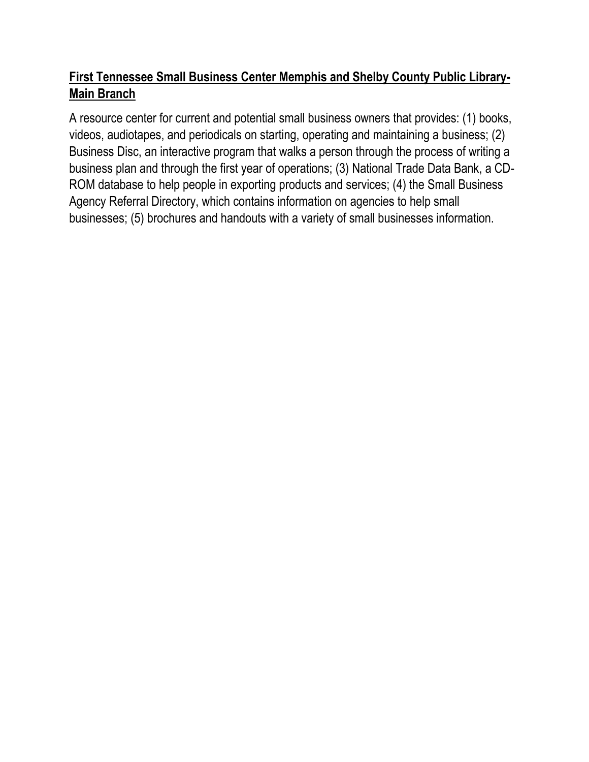**First Tennessee Small Business Center Memphis and Shelby County Public Library-Main Branch**

A resource center for current and potential small business owners that provides: (1) books, videos, audiotapes, and periodicals on starting, operating and maintaining a business; (2) Business Disc, an interactive program that walks a person through the process of writing a business plan and through the first year of operations; (3) National Trade Data Bank, a CD-ROM database to help people in exporting products and services; (4) the Small Business Agency Referral Directory, which contains information on agencies to help small businesses; (5) brochures and handouts with a variety of small businesses information.